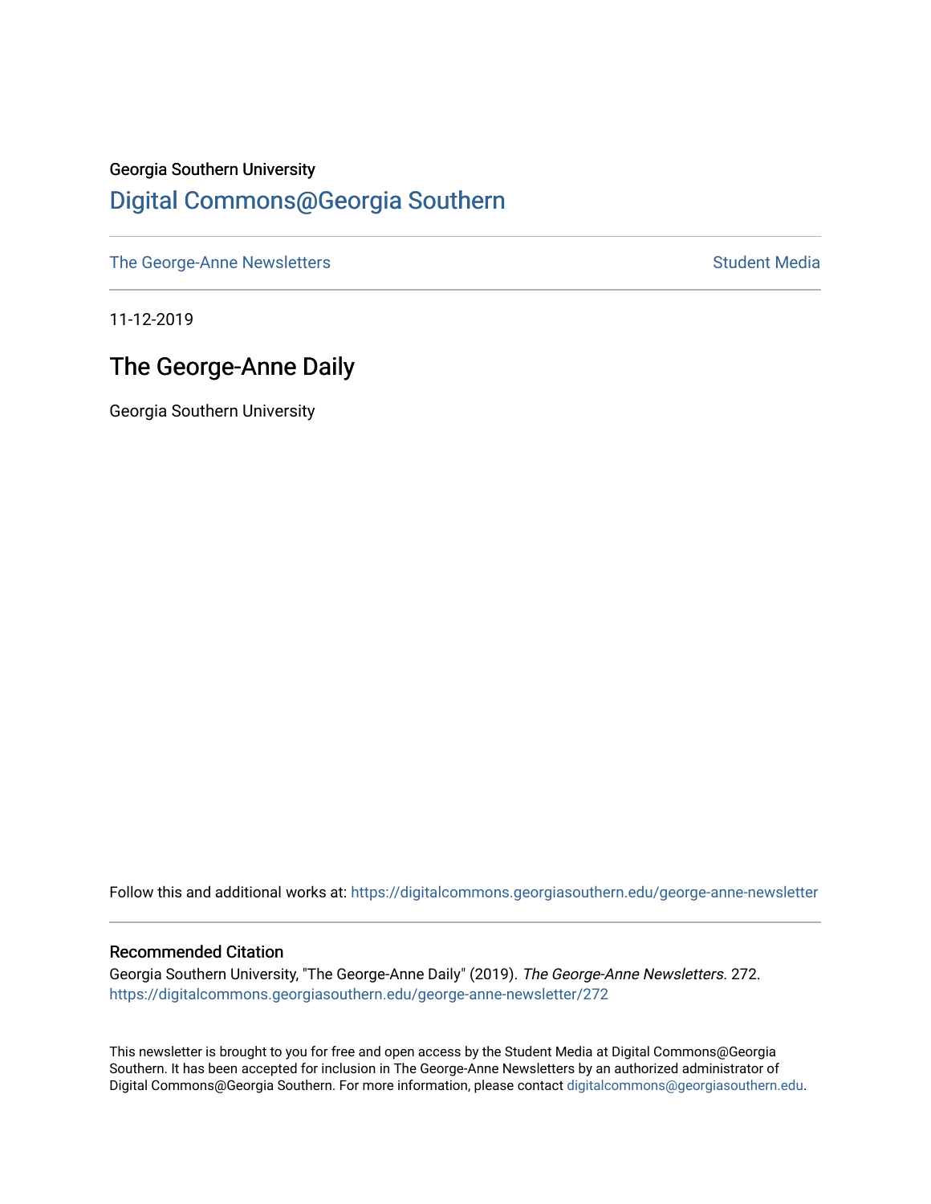Georgia Southern University

# Digital Commons@Georgia Southern

The George-Anne Newsletters | Student Media

11-12-2019

## The George-Anne Daily

Georgia Southern University

Follow this and additional works at: https://digitalcommons.georgiasouthern.edu/george-anne-newsletter

### Recommended Citation

Georgia Southern University, "The George-Anne Daily" (2019). *The George-Anne Newsletters*. 272.
https://digitalcommons.georgiasouthern.edu/george-anne-newsletter/272

This newsletter is brought to you for free and open access by the Student Media at Digital Commons@Georgia Southern. It has been accepted for inclusion in The George-Anne Newsletters by an authorized administrator of Digital Commons@Georgia Southern. For more information, please contact digitalcommons@georgiasouthern.edu.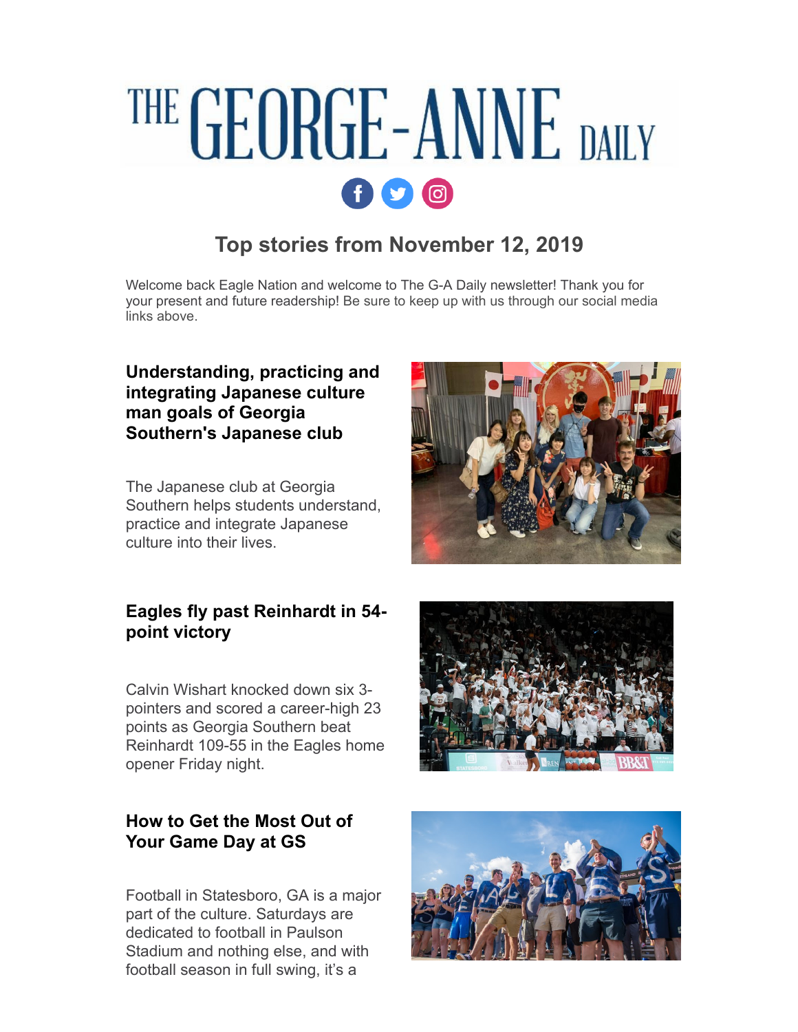# THE GEORGE-ANNE DAILY

## Top stories from November 12, 2019

Welcome back Eagle Nation and welcome to The G-A Daily newsletter! Thank you for your present and future readership! Be sure to keep up with us through our social media links above.

### Understanding, practicing and integrating Japanese culture man goals of Georgia Southern's Japanese club

The Japanese club at Georgia Southern helps students understand, practice and integrate Japanese culture into their lives.

### Eagles fly past Reinhardt in 54-point victory

Calvin Wishart knocked down six 3-pointers and scored a career-high 23 points as Georgia Southern beat Reinhardt 109-55 in the Eagles home opener Friday night.

### How to Get the Most Out of Your Game Day at GS

Football in Statesboro, GA is a major part of the culture. Saturdays are dedicated to football in Paulson Stadium and nothing else, and with football season in full swing, it's a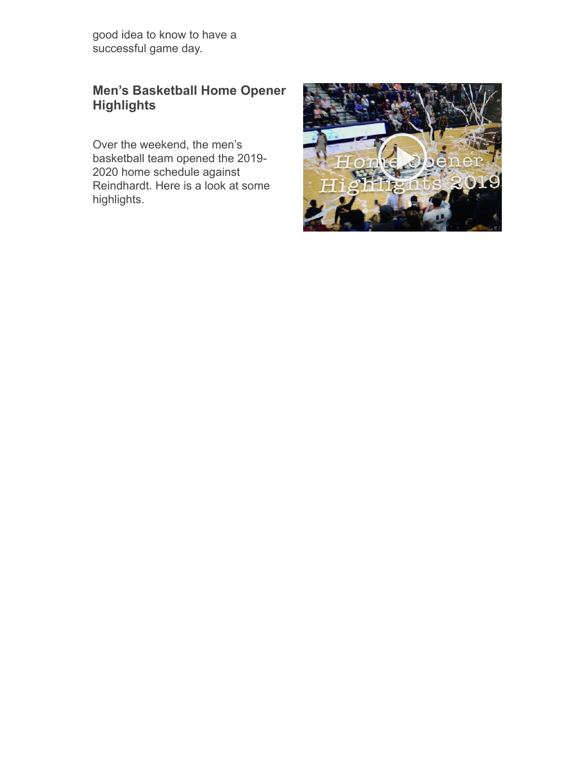good idea to know to have a successful game day.

## Men's Basketball Home Opener Highlights

Over the weekend, the men's basketball team opened the 2019-2020 home schedule against Reindhardt. Here is a look at some highlights.